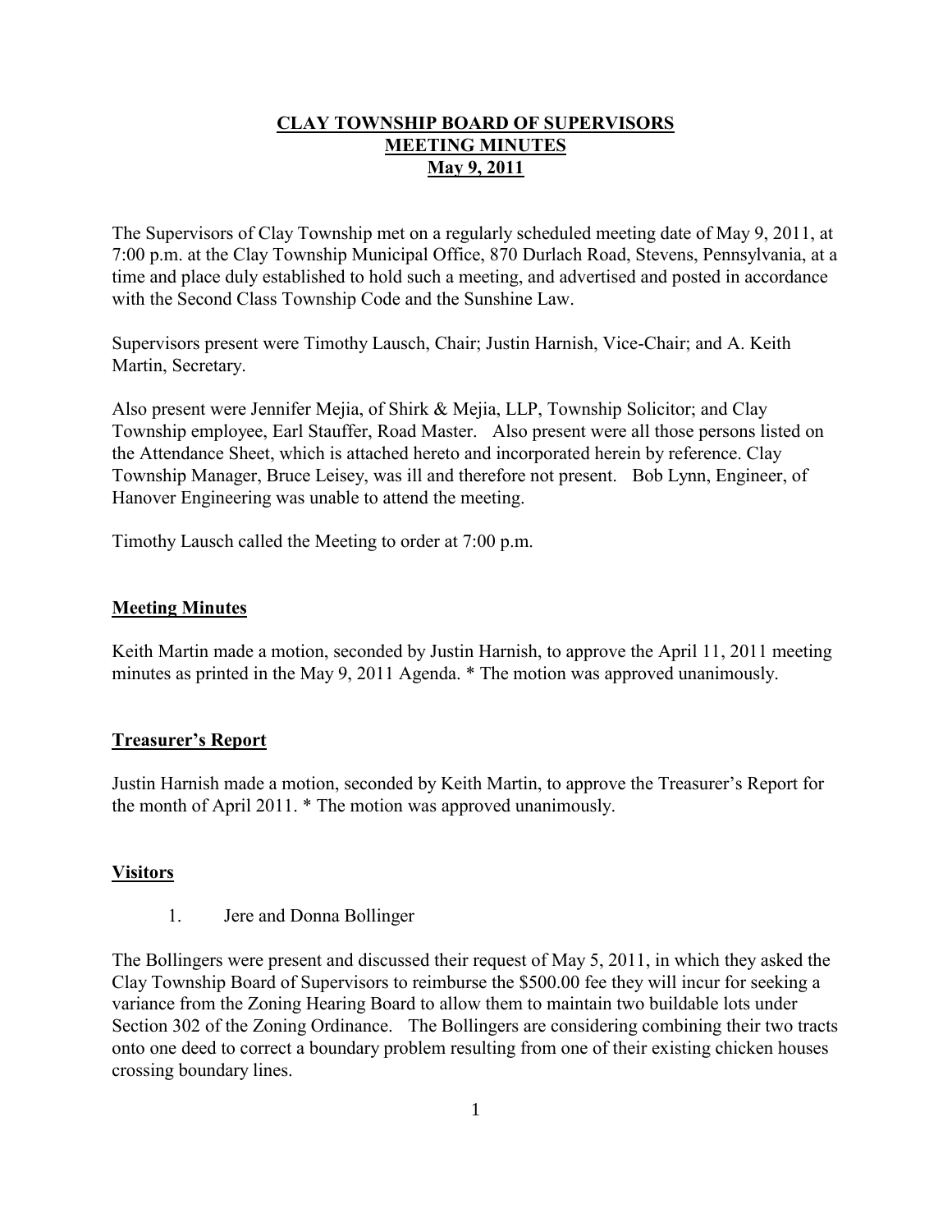# CLAY TOWNSHIP BOARD OF SUPERVISORS
# MEETING MINUTES
# May 9, 2011

The Supervisors of Clay Township met on a regularly scheduled meeting date of May 9, 2011, at 7:00 p.m. at the Clay Township Municipal Office, 870 Durlach Road, Stevens, Pennsylvania, at a time and place duly established to hold such a meeting, and advertised and posted in accordance with the Second Class Township Code and the Sunshine Law.

Supervisors present were Timothy Lausch, Chair; Justin Harnish, Vice-Chair; and A. Keith Martin, Secretary.

Also present were Jennifer Mejia, of Shirk & Mejia, LLP, Township Solicitor; and Clay Township employee, Earl Stauffer, Road Master. Also present were all those persons listed on the Attendance Sheet, which is attached hereto and incorporated herein by reference. Clay Township Manager, Bruce Leisey, was ill and therefore not present. Bob Lynn, Engineer, of Hanover Engineering was unable to attend the meeting.

Timothy Lausch called the Meeting to order at 7:00 p.m.

## Meeting Minutes

Keith Martin made a motion, seconded by Justin Harnish, to approve the April 11, 2011 meeting minutes as printed in the May 9, 2011 Agenda. * The motion was approved unanimously.

## Treasurer's Report

Justin Harnish made a motion, seconded by Keith Martin, to approve the Treasurer's Report for the month of April 2011. * The motion was approved unanimously.

## Visitors

1. Jere and Donna Bollinger

The Bollingers were present and discussed their request of May 5, 2011, in which they asked the Clay Township Board of Supervisors to reimburse the $500.00 fee they will incur for seeking a variance from the Zoning Hearing Board to allow them to maintain two buildable lots under Section 302 of the Zoning Ordinance. The Bollingers are considering combining their two tracts onto one deed to correct a boundary problem resulting from one of their existing chicken houses crossing boundary lines.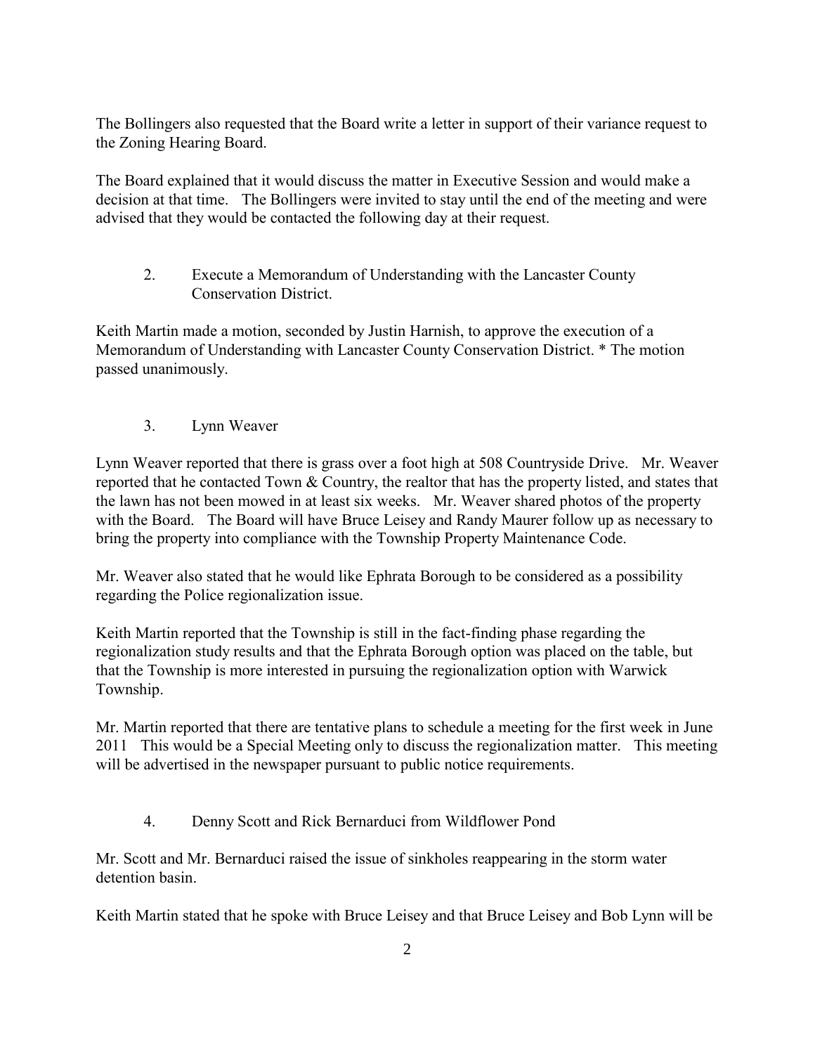The Bollingers also requested that the Board write a letter in support of their variance request to the Zoning Hearing Board.

The Board explained that it would discuss the matter in Executive Session and would make a decision at that time. The Bollingers were invited to stay until the end of the meeting and were advised that they would be contacted the following day at their request.

2. Execute a Memorandum of Understanding with the Lancaster County Conservation District.

Keith Martin made a motion, seconded by Justin Harnish, to approve the execution of a Memorandum of Understanding with Lancaster County Conservation District. * The motion passed unanimously.

3. Lynn Weaver

Lynn Weaver reported that there is grass over a foot high at 508 Countryside Drive. Mr. Weaver reported that he contacted Town & Country, the realtor that has the property listed, and states that the lawn has not been mowed in at least six weeks. Mr. Weaver shared photos of the property with the Board. The Board will have Bruce Leisey and Randy Maurer follow up as necessary to bring the property into compliance with the Township Property Maintenance Code.

Mr. Weaver also stated that he would like Ephrata Borough to be considered as a possibility regarding the Police regionalization issue.

Keith Martin reported that the Township is still in the fact-finding phase regarding the regionalization study results and that the Ephrata Borough option was placed on the table, but that the Township is more interested in pursuing the regionalization option with Warwick Township.

Mr. Martin reported that there are tentative plans to schedule a meeting for the first week in June 2011 This would be a Special Meeting only to discuss the regionalization matter. This meeting will be advertised in the newspaper pursuant to public notice requirements.

4. Denny Scott and Rick Bernarduci from Wildflower Pond

Mr. Scott and Mr. Bernarduci raised the issue of sinkholes reappearing in the storm water detention basin.

Keith Martin stated that he spoke with Bruce Leisey and that Bruce Leisey and Bob Lynn will be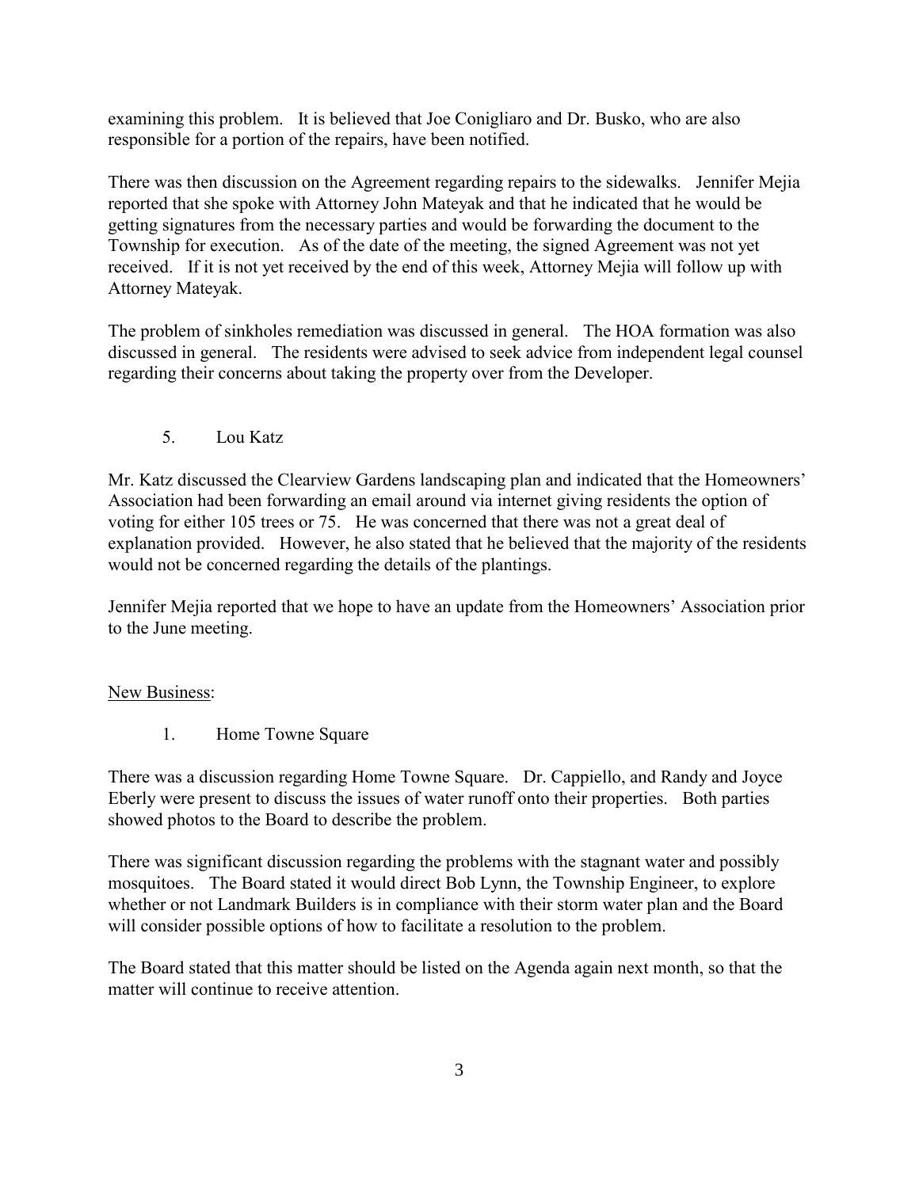examining this problem. It is believed that Joe Conigliaro and Dr. Busko, who are also responsible for a portion of the repairs, have been notified.

There was then discussion on the Agreement regarding repairs to the sidewalks. Jennifer Mejia reported that she spoke with Attorney John Mateyak and that he indicated that he would be getting signatures from the necessary parties and would be forwarding the document to the Township for execution. As of the date of the meeting, the signed Agreement was not yet received. If it is not yet received by the end of this week, Attorney Mejia will follow up with Attorney Mateyak.

The problem of sinkholes remediation was discussed in general. The HOA formation was also discussed in general. The residents were advised to seek advice from independent legal counsel regarding their concerns about taking the property over from the Developer.

5. Lou Katz

Mr. Katz discussed the Clearview Gardens landscaping plan and indicated that the Homeowners' Association had been forwarding an email around via internet giving residents the option of voting for either 105 trees or 75. He was concerned that there was not a great deal of explanation provided. However, he also stated that he believed that the majority of the residents would not be concerned regarding the details of the plantings.

Jennifer Mejia reported that we hope to have an update from the Homeowners' Association prior to the June meeting.

<u>New Business</u>:

1. Home Towne Square

There was a discussion regarding Home Towne Square. Dr. Cappiello, and Randy and Joyce Eberly were present to discuss the issues of water runoff onto their properties. Both parties showed photos to the Board to describe the problem.

There was significant discussion regarding the problems with the stagnant water and possibly mosquitoes. The Board stated it would direct Bob Lynn, the Township Engineer, to explore whether or not Landmark Builders is in compliance with their storm water plan and the Board will consider possible options of how to facilitate a resolution to the problem.

The Board stated that this matter should be listed on the Agenda again next month, so that the matter will continue to receive attention.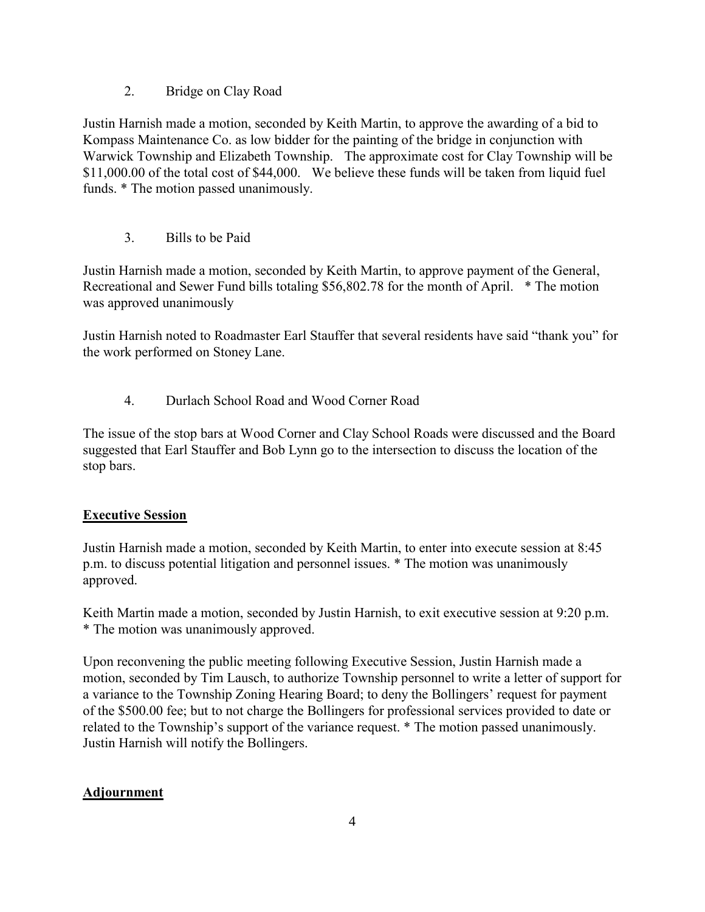2. Bridge on Clay Road

Justin Harnish made a motion, seconded by Keith Martin, to approve the awarding of a bid to Kompass Maintenance Co. as low bidder for the painting of the bridge in conjunction with Warwick Township and Elizabeth Township. The approximate cost for Clay Township will be $11,000.00 of the total cost of $44,000. We believe these funds will be taken from liquid fuel funds. * The motion passed unanimously.

3. Bills to be Paid

Justin Harnish made a motion, seconded by Keith Martin, to approve payment of the General, Recreational and Sewer Fund bills totaling $56,802.78 for the month of April. * The motion was approved unanimously

Justin Harnish noted to Roadmaster Earl Stauffer that several residents have said "thank you" for the work performed on Stoney Lane.

4. Durlach School Road and Wood Corner Road

The issue of the stop bars at Wood Corner and Clay School Roads were discussed and the Board suggested that Earl Stauffer and Bob Lynn go to the intersection to discuss the location of the stop bars.

**Executive Session**

Justin Harnish made a motion, seconded by Keith Martin, to enter into execute session at 8:45 p.m. to discuss potential litigation and personnel issues. * The motion was unanimously approved.

Keith Martin made a motion, seconded by Justin Harnish, to exit executive session at 9:20 p.m. * The motion was unanimously approved.

Upon reconvening the public meeting following Executive Session, Justin Harnish made a motion, seconded by Tim Lausch, to authorize Township personnel to write a letter of support for a variance to the Township Zoning Hearing Board; to deny the Bollingers' request for payment of the $500.00 fee; but to not charge the Bollingers for professional services provided to date or related to the Township's support of the variance request. * The motion passed unanimously. Justin Harnish will notify the Bollingers.

**Adjournment**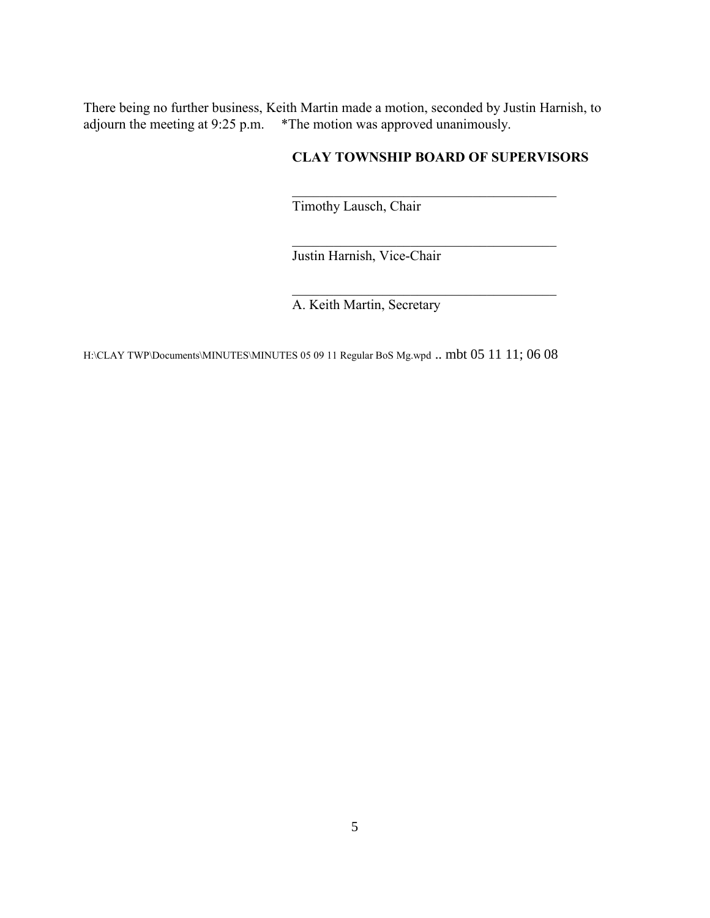There being no further business, Keith Martin made a motion, seconded by Justin Harnish, to adjourn the meeting at 9:25 p.m. *The motion was approved unanimously.

**CLAY TOWNSHIP BOARD OF SUPERVISORS**

\_\_\_\_\_\_\_\_\_\_\_\_\_\_\_\_\_\_\_\_\_\_\_\_\_\_\_\_\_\_\_\_\_\_\_\_\_\_\_\_
Timothy Lausch, Chair

\_\_\_\_\_\_\_\_\_\_\_\_\_\_\_\_\_\_\_\_\_\_\_\_\_\_\_\_\_\_\_\_\_\_\_\_\_\_\_\_
Justin Harnish, Vice-Chair

\_\_\_\_\_\_\_\_\_\_\_\_\_\_\_\_\_\_\_\_\_\_\_\_\_\_\_\_\_\_\_\_\_\_\_\_\_\_\_\_
A. Keith Martin, Secretary

H:\CLAY TWP\Documents\MINUTES\MINUTES 05 09 11 Regular BoS Mg.wpd .. mbt 05 11 11; 06 08